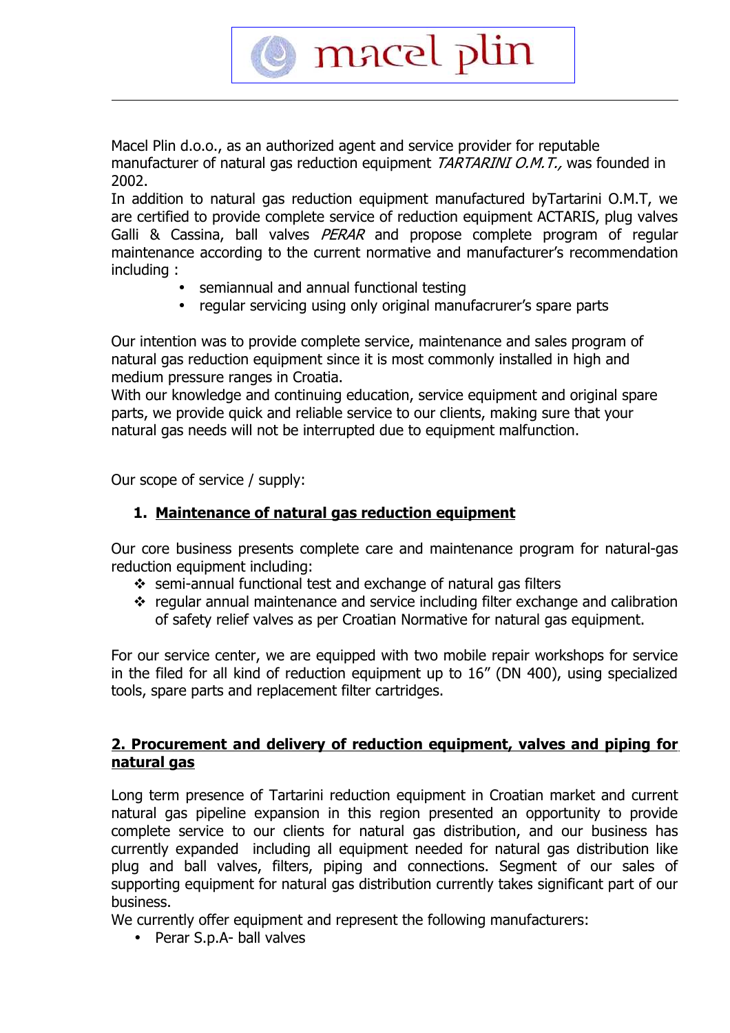# macel plin

Macel Plin d.o.o., as an authorized agent and service provider for reputable manufacturer of natural gas reduction equipment *TARTARINI O.M.T.,* was founded in 2002.

In addition to natural gas reduction equipment manufactured byTartarini O.M.T, we are certified to provide complete service of reduction equipment ACTARIS, plug valves Galli & Cassina, ball valves *PERAR* and propose complete program of regular maintenance according to the current normative and manufacturer's recommendation including :

- semiannual and annual functional testing
- regular servicing using only original manufacrurer's spare parts

Our intention was to provide complete service, maintenance and sales program of natural gas reduction equipment since it is most commonly installed in high and medium pressure ranges in Croatia.

With our knowledge and continuing education, service equipment and original spare parts, we provide quick and reliable service to our clients, making sure that your natural gas needs will not be interrupted due to equipment malfunction.

Our scope of service / supply:

## 1. Maintenance of natural gas reduction equipment

Our core business presents complete care and maintenance program for natural-gas reduction equipment including:

- semi-annual functional test and exchange of natural gas filters
- regular annual maintenance and service including filter exchange and calibration of safety relief valves as per Croatian Normative for natural gas equipment.

For our service center, we are equipped with two mobile repair workshops for service in the filed for all kind of reduction equipment up to 16" (DN 400), using specialized tools, spare parts and replacement filter cartridges.

## 2. Procurement and delivery of reduction equipment, valves and piping for natural gas

Long term presence of Tartarini reduction equipment in Croatian market and current natural gas pipeline expansion in this region presented an opportunity to provide complete service to our clients for natural gas distribution, and our business has currently expanded including all equipment needed for natural gas distribution like plug and ball valves, filters, piping and connections. Segment of our sales of supporting equipment for natural gas distribution currently takes significant part of our business.

We currently offer equipment and represent the following manufacturers:

- Perar S.p.A- ball valves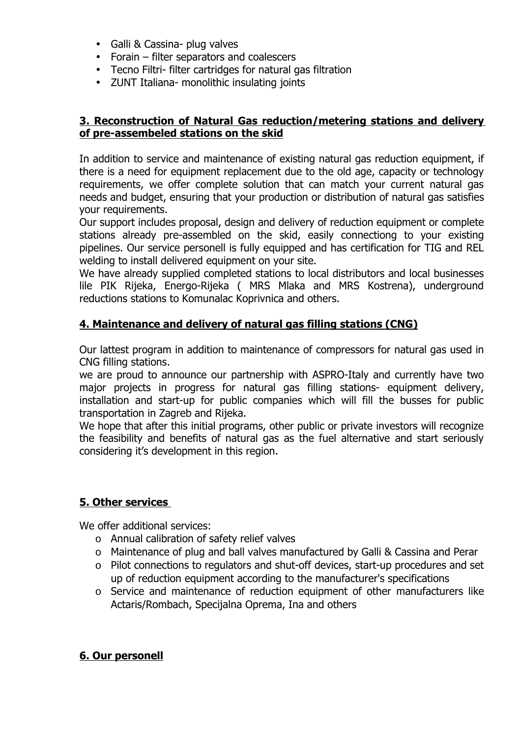- Galli & Cassina- plug valves
- Forain – filter separators and coalescers
- Tecno Filtri- filter cartridges for natural gas filtration
- ZUNT Italiana- monolithic insulating joints

## 3. Reconstruction of Natural Gas reduction/metering stations and delivery of pre-assembeled stations on the skid

In addition to service and maintenance of existing natural gas reduction equipment, if there is a need for equipment replacement due to the old age, capacity or technology requirements, we offer complete solution that can match your current natural gas needs and budget, ensuring that your production or distribution of natural gas satisfies your requirements.
Our support includes proposal, design and delivery of reduction equipment or complete stations already pre-assembled on the skid, easily connectiong to your existing pipelines. Our service personell is fully equipped and has certification for TIG and REL welding to install delivered equipment on your site.
We have already supplied completed stations to local distributors and local businesses lile PIK Rijeka, Energo-Rijeka ( MRS Mlaka and MRS Kostrena), underground reductions stations to Komunalac Koprivnica and others.

## 4. Maintenance and delivery of natural gas filling stations (CNG)

Our lattest program in addition to maintenance of compressors for natural gas used in CNG filling stations.
we are proud to announce our partnership with ASPRO-Italy and currently have two major projects in progress for natural gas filling stations- equipment delivery, installation and start-up for public companies which will fill the busses for public transportation in Zagreb and Rijeka.
We hope that after this initial programs, other public or private investors will recognize the feasibility and benefits of natural gas as the fuel alternative and start seriously considering it's development in this region.

## 5. Other services

We offer additional services:

- Annual calibration of safety relief valves
- Maintenance of plug and ball valves manufactured by Galli & Cassina and Perar
- Pilot connections to regulators and shut-off devices, start-up procedures and set up of reduction equipment according to the manufacturer's specifications
- Service and maintenance of reduction equipment of other manufacturers like Actaris/Rombach, Specijalna Oprema, Ina and others

## 6. Our personell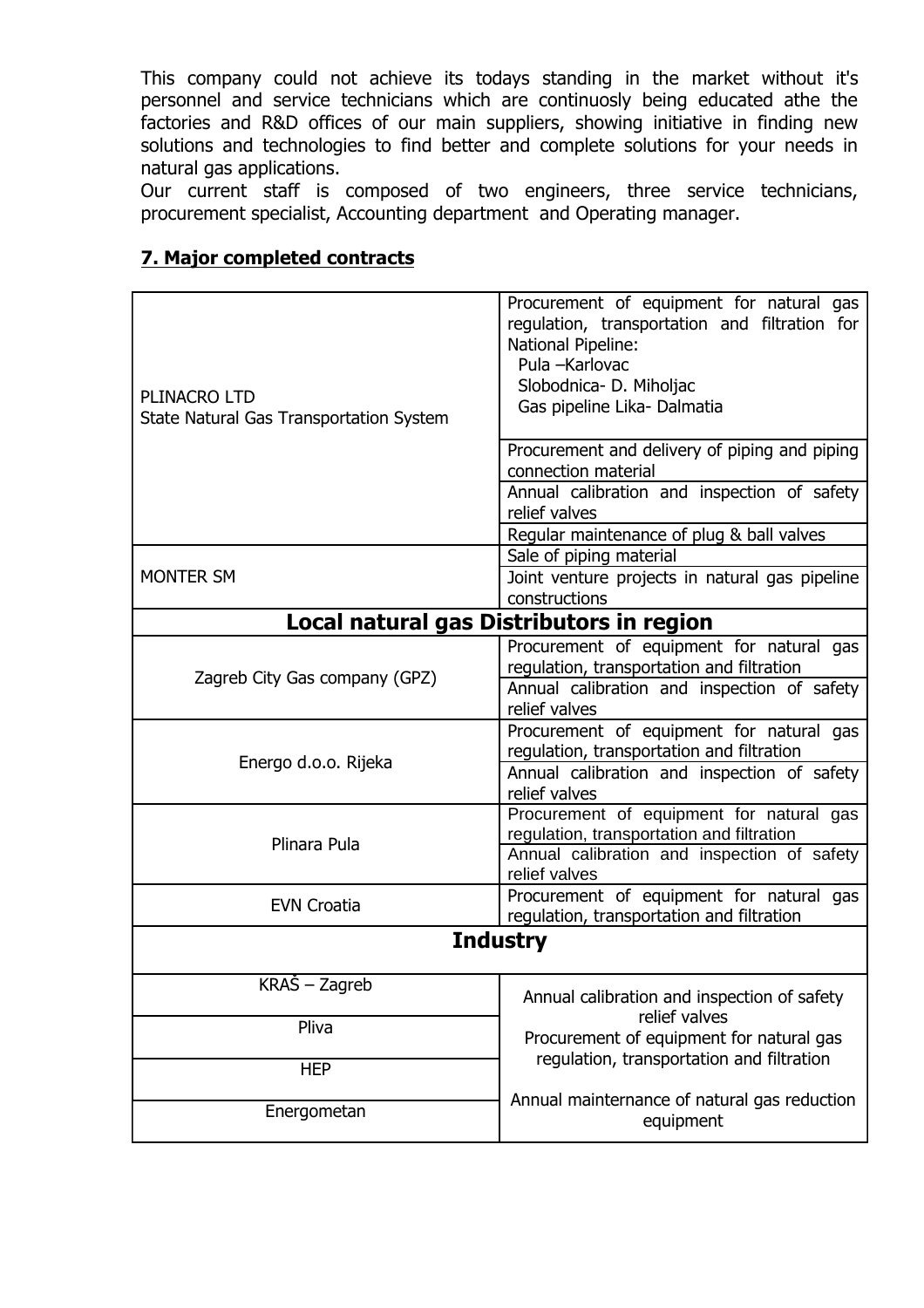This company could not achieve its todays standing in the market without it's personnel and service technicians which are continuosly being educated athe the factories and R&D offices of our main suppliers, showing initiative in finding new solutions and technologies to find better and complete solutions for your needs in natural gas applications.
Our current staff is composed of two engineers, three service technicians, procurement specialist, Accounting department and Operating manager.

## 7. Major completed contracts

| | |
|---|---|
| PLINACRO LTD<br>State Natural Gas Transportation System | Procurement of equipment for natural gas regulation, transportation and filtration for National Pipeline:<br>Pula –Karlovac<br>Slobodnica- D. Miholjac<br>Gas pipeline Lika- Dalmatia |
| | Procurement and delivery of piping and piping connection material |
| | Annual calibration and inspection of safety relief valves |
| | Regular maintenance of plug & ball valves |
| MONTER SM | Sale of piping material |
| | Joint venture projects in natural gas pipeline constructions |
| **Local natural gas Distributors in region** | |
| Zagreb City Gas company (GPZ) | Procurement of equipment for natural gas regulation, transportation and filtration |
| | Annual calibration and inspection of safety relief valves |
| Energo d.o.o. Rijeka | Procurement of equipment for natural gas regulation, transportation and filtration |
| | Annual calibration and inspection of safety relief valves |
| Plinara Pula | Procurement of equipment for natural gas regulation, transportation and filtration |
| | Annual calibration and inspection of safety relief valves |
| EVN Croatia | Procurement of equipment for natural gas regulation, transportation and filtration |
| **Industry** | |
| KRAŠ – Zagreb | Annual calibration and inspection of safety relief valves<br>Procurement of equipment for natural gas regulation, transportation and filtration<br>Annual mainternance of natural gas reduction equipment |
| Pliva | |
| HEP | |
| Energometan | |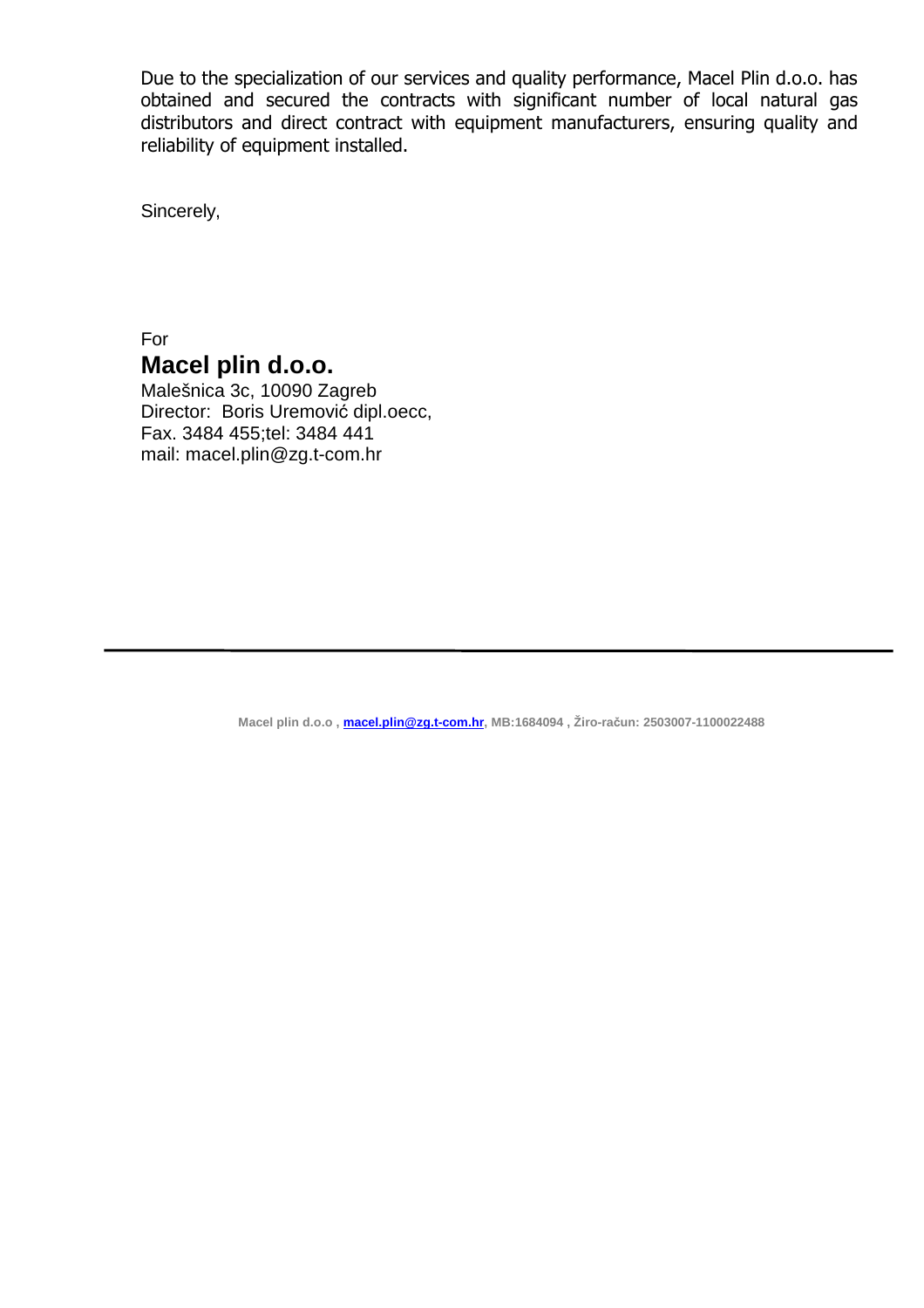Due to the specialization of our services and quality performance, Macel Plin d.o.o. has obtained and secured the contracts with significant number of local natural gas distributors and direct contract with equipment manufacturers, ensuring quality and reliability of equipment installed.

Sincerely,

For

**Macel plin d.o.o.**

Malešnica 3c, 10090 Zagreb
Director: Boris Uremović dipl.oecc,
Fax. 3484 455;tel: 3484 441
mail: macel.plin@zg.t-com.hr

**Macel plin d.o.o , macel.plin@zg.t-com.hr, MB:1684094 , Žiro-račun: 2503007-1100022488**